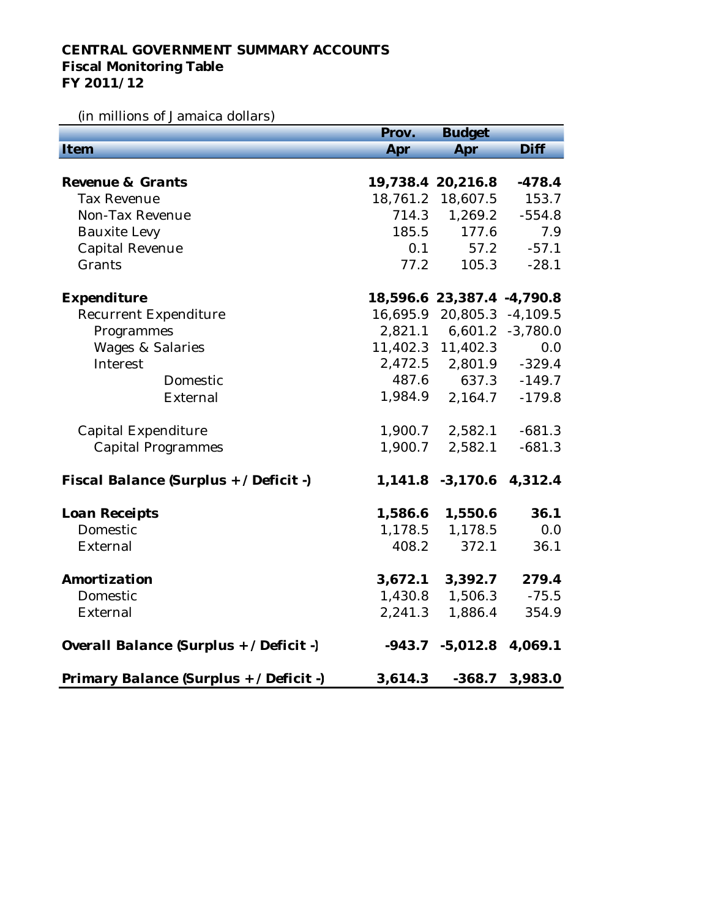**CENTRAL GOVERNMENT SUMMARY ACCOUNTS**
**Fiscal Monitoring Table**
**FY 2011/12**

(in millions of Jamaica dollars)

| Item | Prov. Apr | Budget Apr | Diff |
|---|---|---|---|
| **Revenue & Grants** | **19,738.4** | **20,216.8** | **-478.4** |
| Tax Revenue | 18,761.2 | 18,607.5 | 153.7 |
| Non-Tax Revenue | 714.3 | 1,269.2 | -554.8 |
| Bauxite Levy | 185.5 | 177.6 | 7.9 |
| Capital Revenue | 0.1 | 57.2 | -57.1 |
| Grants | 77.2 | 105.3 | -28.1 |
| **Expenditure** | **18,596.6** | **23,387.4** | **-4,790.8** |
| Recurrent Expenditure | 16,695.9 | 20,805.3 | -4,109.5 |
| Programmes | 2,821.1 | 6,601.2 | -3,780.0 |
| Wages & Salaries | 11,402.3 | 11,402.3 | 0.0 |
| Interest | 2,472.5 | 2,801.9 | -329.4 |
| Domestic | 487.6 | 637.3 | -149.7 |
| External | 1,984.9 | 2,164.7 | -179.8 |
| Capital Expenditure | 1,900.7 | 2,582.1 | -681.3 |
| Capital Programmes | 1,900.7 | 2,582.1 | -681.3 |
| **Fiscal Balance (Surplus + / Deficit -)** | **1,141.8** | **-3,170.6** | **4,312.4** |
| **Loan Receipts** | **1,586.6** | **1,550.6** | **36.1** |
| Domestic | 1,178.5 | 1,178.5 | 0.0 |
| External | 408.2 | 372.1 | 36.1 |
| **Amortization** | **3,672.1** | **3,392.7** | **279.4** |
| Domestic | 1,430.8 | 1,506.3 | -75.5 |
| External | 2,241.3 | 1,886.4 | 354.9 |
| **Overall Balance (Surplus + / Deficit -)** | **-943.7** | **-5,012.8** | **4,069.1** |
| **Primary Balance (Surplus + / Deficit -)** | **3,614.3** | **-368.7** | **3,983.0** |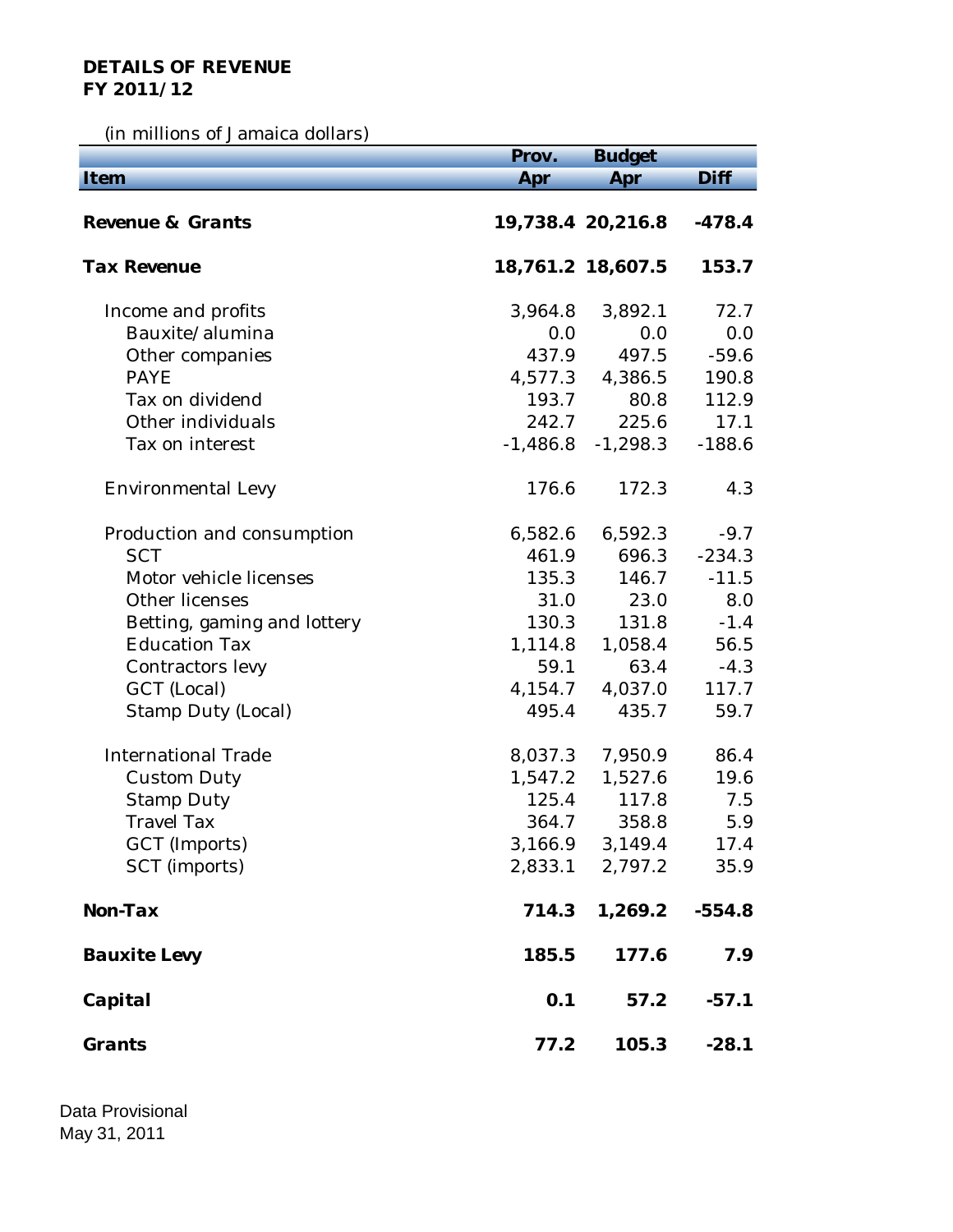**DETAILS OF REVENUE**
**FY 2011/12**

(in millions of Jamaica dollars)

| Item | Prov. Apr | Budget Apr | Diff |
|---|---|---|---|
| **Revenue & Grants** | **19,738.4** | **20,216.8** | **-478.4** |
| **Tax Revenue** | **18,761.2** | **18,607.5** | **153.7** |
| Income and profits | 3,964.8 | 3,892.1 | 72.7 |
| Bauxite/alumina | 0.0 | 0.0 | 0.0 |
| Other companies | 437.9 | 497.5 | -59.6 |
| PAYE | 4,577.3 | 4,386.5 | 190.8 |
| Tax on dividend | 193.7 | 80.8 | 112.9 |
| Other individuals | 242.7 | 225.6 | 17.1 |
| Tax on interest | -1,486.8 | -1,298.3 | -188.6 |
| Environmental Levy | 176.6 | 172.3 | 4.3 |
| Production and consumption | 6,582.6 | 6,592.3 | -9.7 |
| SCT | 461.9 | 696.3 | -234.3 |
| Motor vehicle licenses | 135.3 | 146.7 | -11.5 |
| Other licenses | 31.0 | 23.0 | 8.0 |
| Betting, gaming and lottery | 130.3 | 131.8 | -1.4 |
| Education Tax | 1,114.8 | 1,058.4 | 56.5 |
| Contractors levy | 59.1 | 63.4 | -4.3 |
| GCT (Local) | 4,154.7 | 4,037.0 | 117.7 |
| Stamp Duty (Local) | 495.4 | 435.7 | 59.7 |
| International Trade | 8,037.3 | 7,950.9 | 86.4 |
| Custom Duty | 1,547.2 | 1,527.6 | 19.6 |
| Stamp Duty | 125.4 | 117.8 | 7.5 |
| Travel Tax | 364.7 | 358.8 | 5.9 |
| GCT (Imports) | 3,166.9 | 3,149.4 | 17.4 |
| SCT (imports) | 2,833.1 | 2,797.2 | 35.9 |
| **Non-Tax** | **714.3** | **1,269.2** | **-554.8** |
| **Bauxite Levy** | **185.5** | **177.6** | **7.9** |
| **Capital** | **0.1** | **57.2** | **-57.1** |
| **Grants** | **77.2** | **105.3** | **-28.1** |

Data Provisional
May 31, 2011